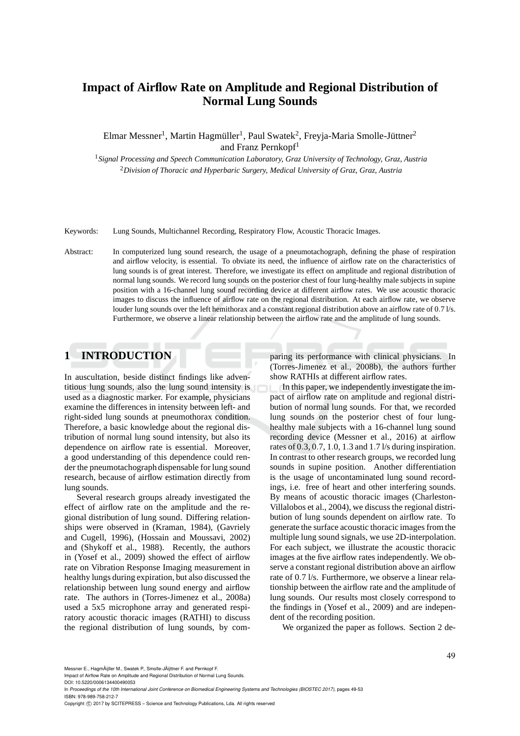# Impact of Airflow Rate on Amplitude and Regional Distribution of Normal Lung Sounds

Elmar Messner[1], Martin Hagmüller[1], Paul Swatek[2], Freyja-Maria Smolle-Jüttner[2] and Franz Pernkopf[1]

[1] *Signal Processing and Speech Communication Laboratory, Graz University of Technology, Graz, Austria*
[2] *Division of Thoracic and Hyperbaric Surgery, Medical University of Graz, Graz, Austria*

Keywords: Lung Sounds, Multichannel Recording, Respiratory Flow, Acoustic Thoracic Images.

Abstract: In computerized lung sound research, the usage of a pneumotachograph, defining the phase of respiration and airflow velocity, is essential. To obviate its need, the influence of airflow rate on the characteristics of lung sounds is of great interest. Therefore, we investigate its effect on amplitude and regional distribution of normal lung sounds. We record lung sounds on the posterior chest of four lung-healthy male subjects in supine position with a 16-channel lung sound recording device at different airflow rates. We use acoustic thoracic images to discuss the influence of airflow rate on the regional distribution. At each airflow rate, we observe louder lung sounds over the left hemithorax and a constant regional distribution above an airflow rate of 0.7 l/s. Furthermore, we observe a linear relationship between the airflow rate and the amplitude of lung sounds.

## 1 INTRODUCTION

In auscultation, beside distinct findings like adventitious lung sounds, also the lung sound intensity is used as a diagnostic marker. For example, physicians examine the differences in intensity between left- and right-sided lung sounds at pneumothorax condition. Therefore, a basic knowledge about the regional distribution of normal lung sound intensity, but also its dependence on airflow rate is essential. Moreover, a good understanding of this dependence could render the pneumotachograph dispensable for lung sound research, because of airflow estimation directly from lung sounds.

Several research groups already investigated the effect of airflow rate on the amplitude and the regional distribution of lung sound. Differing relationships were observed in (Kraman, 1984), (Gavriely and Cugell, 1996), (Hossain and Moussavi, 2002) and (Shykoff et al., 1988). Recently, the authors in (Yosef et al., 2009) showed the effect of airflow rate on Vibration Response Imaging measurement in healthy lungs during expiration, but also discussed the relationship between lung sound energy and airflow rate. The authors in (Torres-Jimenez et al., 2008a) used a 5x5 microphone array and generated respiratory acoustic thoracic images (RATHI) to discuss the regional distribution of lung sounds, by comparing its performance with clinical physicians. In (Torres-Jimenez et al., 2008b), the authors further show RATHIs at different airflow rates.

In this paper, we independently investigate the impact of airflow rate on amplitude and regional distribution of normal lung sounds. For that, we recorded lung sounds on the posterior chest of four lung-healthy male subjects with a 16-channel lung sound recording device (Messner et al., 2016) at airflow rates of 0.3, 0.7, 1.0, 1.3 and 1.7 l/s during inspiration. In contrast to other research groups, we recorded lung sounds in supine position. Another differentiation is the usage of uncontaminated lung sound recordings, i.e. free of heart and other interfering sounds. By means of acoustic thoracic images (Charleston-Villalobos et al., 2004), we discuss the regional distribution of lung sounds dependent on airflow rate. To generate the surface acoustic thoracic images from the multiple lung sound signals, we use 2D-interpolation. For each subject, we illustrate the acoustic thoracic images at the five airflow rates independently. We observe a constant regional distribution above an airflow rate of 0.7 l/s. Furthermore, we observe a linear relationship between the airflow rate and the amplitude of lung sounds. Our results most closely correspond to the findings in (Yosef et al., 2009) and are independent of the recording position.

We organized the paper as follows. Section 2 de-

Messner E., HagmÃijller M., Swatek P., Smolle-JÃijttner F. and Pernkopf F.
Impact of Airflow Rate on Amplitude and Regional Distribution of Normal Lung Sounds.
DOI: 10.5220/0006134400490053
In *Proceedings of the 10th International Joint Conference on Biomedical Engineering Systems and Technologies (BIOSTEC 2017)*, pages 49-53
ISBN: 978-989-758-212-7
Copyright © 2017 by SCITEPRESS – Science and Technology Publications, Lda. All rights reserved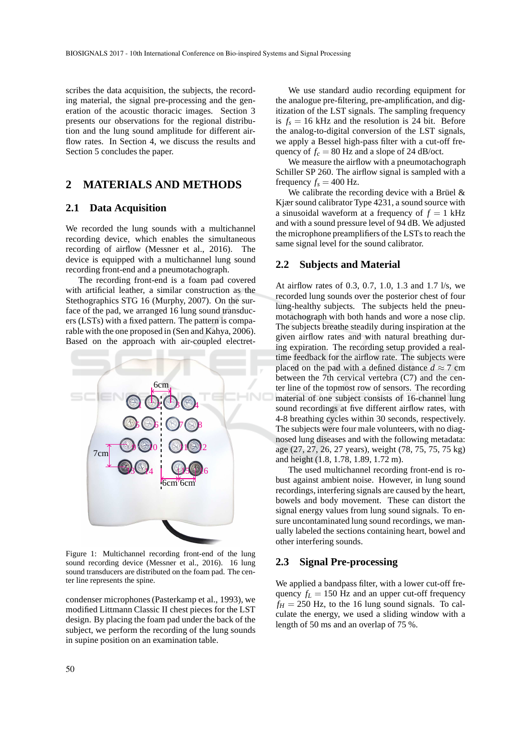scribes the data acquisition, the subjects, the recording material, the signal pre-processing and the generation of the acoustic thoracic images. Section 3 presents our observations for the regional distribution and the lung sound amplitude for different airflow rates. In Section 4, we discuss the results and Section 5 concludes the paper.

## 2 MATERIALS AND METHODS

### 2.1 Data Acquisition

We recorded the lung sounds with a multichannel recording device, which enables the simultaneous recording of airflow (Messner et al., 2016). The device is equipped with a multichannel lung sound recording front-end and a pneumotachograph.

The recording front-end is a foam pad covered with artificial leather, a similar construction as the Stethographics STG 16 (Murphy, 2007). On the surface of the pad, we arranged 16 lung sound transducers (LSTs) with a fixed pattern. The pattern is comparable with the one proposed in (Sen and Kahya, 2006). Based on the approach with air-coupled electret-condenser microphones (Pasterkamp et al., 1993), we modified Littmann Classic II chest pieces for the LST design. By placing the foam pad under the back of the subject, we perform the recording of the lung sounds in supine position on an examination table.

Figure 1: Multichannel recording front-end of the lung sound recording device (Messner et al., 2016). 16 lung sound transducers are distributed on the foam pad. The center line represents the spine.

We use standard audio recording equipment for the analogue pre-filtering, pre-amplification, and digitization of the LST signals. The sampling frequency is $f_s = 16$ kHz and the resolution is 24 bit. Before the analog-to-digital conversion of the LST signals, we apply a Bessel high-pass filter with a cut-off frequency of $f_c = 80$ Hz and a slope of 24 dB/oct.

We measure the airflow with a pneumotachograph Schiller SP 260. The airflow signal is sampled with a frequency $f_s = 400$ Hz.

We calibrate the recording device with a Brüel & Kjær sound calibrator Type 4231, a sound source with a sinusoidal waveform at a frequency of $f = 1$ kHz and with a sound pressure level of 94 dB. We adjusted the microphone preamplifiers of the LSTs to reach the same signal level for the sound calibrator.

### 2.2 Subjects and Material

At airflow rates of 0.3, 0.7, 1.0, 1.3 and 1.7 l/s, we recorded lung sounds over the posterior chest of four lung-healthy subjects. The subjects held the pneumotachograph with both hands and wore a nose clip. The subjects breathe steadily during inspiration at the given airflow rates and with natural breathing during expiration. The recording setup provided a real-time feedback for the airflow rate. The subjects were placed on the pad with a defined distance $d \approx 7$ cm between the 7th cervical vertebra (C7) and the center line of the topmost row of sensors. The recording material of one subject consists of 16-channel lung sound recordings at five different airflow rates, with 4-8 breathing cycles within 30 seconds, respectively. The subjects were four male volunteers, with no diagnosed lung diseases and with the following metadata: age (27, 27, 26, 27 years), weight (78, 75, 75, 75 kg) and height (1.8, 1.78, 1.89, 1.72 m).

The used multichannel recording front-end is robust against ambient noise. However, in lung sound recordings, interfering signals are caused by the heart, bowels and body movement. These can distort the signal energy values from lung sound signals. To ensure uncontaminated lung sound recordings, we manually labeled the sections containing heart, bowel and other interfering sounds.

### 2.3 Signal Pre-processing

We applied a bandpass filter, with a lower cut-off frequency $f_L = 150$ Hz and an upper cut-off frequency $f_H = 250$ Hz, to the 16 lung sound signals. To calculate the energy, we used a sliding window with a length of 50 ms and an overlap of 75 %.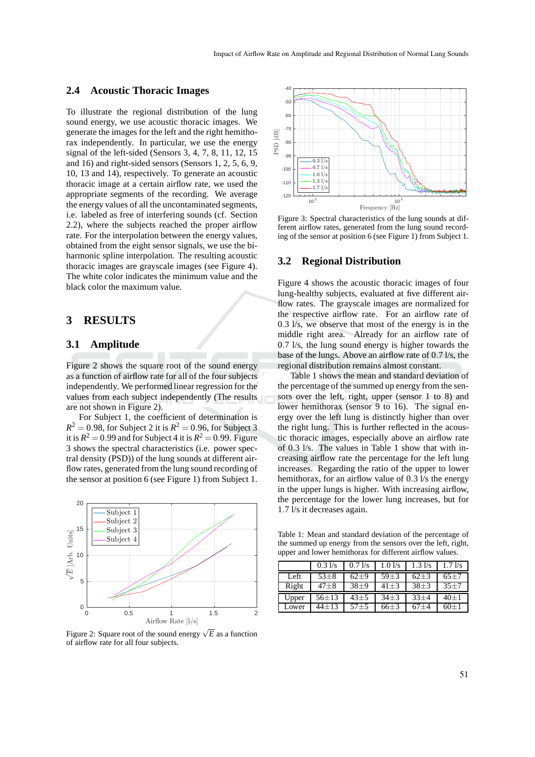### 2.4 Acoustic Thoracic Images

To illustrate the regional distribution of the lung sound energy, we use acoustic thoracic images. We generate the images for the left and the right hemithorax independently. In particular, we use the energy signal of the left-sided (Sensors 3, 4, 7, 8, 11, 12, 15 and 16) and right-sided sensors (Sensors 1, 2, 5, 6, 9, 10, 13 and 14), respectively. To generate an acoustic thoracic image at a certain airflow rate, we used the appropriate segments of the recording. We average the energy values of all the uncontaminated segments, i.e. labeled as free of interfering sounds (cf. Section 2.2), where the subjects reached the proper airflow rate. For the interpolation between the energy values, obtained from the eight sensor signals, we use the biharmonic spline interpolation. The resulting acoustic thoracic images are grayscale images (see Figure 4). The white color indicates the minimum value and the black color the maximum value.

## 3 RESULTS

### 3.1 Amplitude

Figure 2 shows the square root of the sound energy as a function of airflow rate for all of the four subjects independently. We performed linear regression for the values from each subject independently (The results are not shown in Figure 2).

For Subject 1, the coefficient of determination is $R^2 = 0.98$, for Subject 2 it is $R^2 = 0.96$, for Subject 3 it is $R^2 = 0.99$ and for Subject 4 it is $R^2 = 0.99$. Figure 3 shows the spectral characteristics (i.e. power spectral density (PSD)) of the lung sounds at different airflow rates, generated from the lung sound recording of the sensor at position 6 (see Figure 1) from Subject 1.

Figure 2: Square root of the sound energy $\sqrt{E}$ as a function of airflow rate for all four subjects.

Figure 3: Spectral characteristics of the lung sounds at different airflow rates, generated from the lung sound recording of the sensor at position 6 (see Figure 1) from Subject 1.

### 3.2 Regional Distribution

Figure 4 shows the acoustic thoracic images of four lung-healthy subjects, evaluated at five different airflow rates. The grayscale images are normalized for the respective airflow rate. For an airflow rate of 0.3 l/s, we observe that most of the energy is in the middle right area. Already for an airflow rate of 0.7 l/s, the lung sound energy is higher towards the base of the lungs. Above an airflow rate of 0.7 l/s, the regional distribution remains almost constant.

Table 1 shows the mean and standard deviation of the percentage of the summed up energy from the sensors over the left, right, upper (sensor 1 to 8) and lower hemithorax (sensor 9 to 16). The signal energy over the left lung is distinctly higher than over the right lung. This is further reflected in the acoustic thoracic images, especially above an airflow rate of 0.3 l/s. The values in Table 1 show that with increasing airflow rate the percentage for the left lung increases. Regarding the ratio of the upper to lower hemithorax, for an airflow value of 0.3 l/s the energy in the upper lungs is higher. With increasing airflow, the percentage for the lower lung increases, but for 1.7 l/s it decreases again.

Table 1: Mean and standard deviation of the percentage of the summed up energy from the sensors over the left, right, upper and lower hemithorax for different airflow values.

| | 0.3 l/s | 0.7 l/s | 1.0 l/s | 1.3 l/s | 1.7 l/s |
|---|---|---|---|---|---|
| Left | 53±8 | 62±9 | 59±3 | 62±3 | 65±7 |
| Right | 47±8 | 38±9 | 41±3 | 38±3 | 35±7 |
| Upper | 56±13 | 43±5 | 34±3 | 33±4 | 40±1 |
| Lower | 44±13 | 57±5 | 66±3 | 67±4 | 60±1 |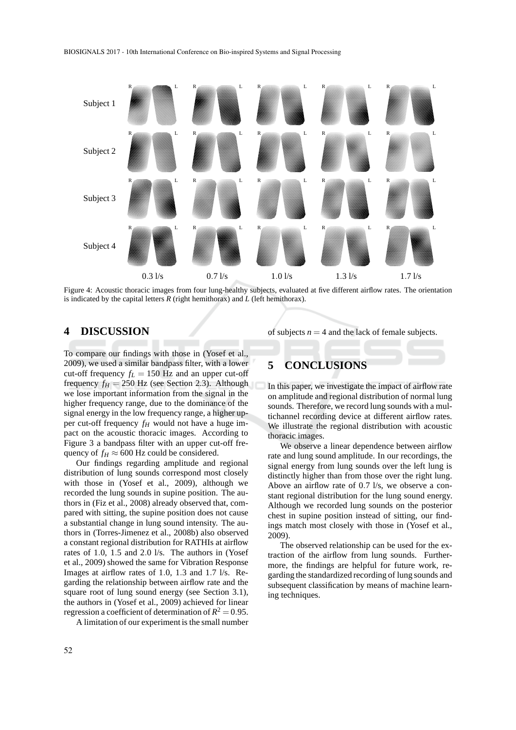Figure 4: Acoustic thoracic images from four lung-healthy subjects, evaluated at five different airflow rates. The orientation is indicated by the capital letters *R* (right hemithorax) and *L* (left hemithorax).

## 4 DISCUSSION

To compare our findings with those in (Yosef et al., 2009), we used a similar bandpass filter, with a lower cut-off frequency $f_L = 150$ Hz and an upper cut-off frequency $f_H = 250$ Hz (see Section 2.3). Although we lose important information from the signal in the higher frequency range, due to the dominance of the signal energy in the low frequency range, a higher upper cut-off frequency $f_H$ would not have a huge impact on the acoustic thoracic images. According to Figure 3 a bandpass filter with an upper cut-off frequency of $f_H \approx 600$ Hz could be considered.

Our findings regarding amplitude and regional distribution of lung sounds correspond most closely with those in (Yosef et al., 2009), although we recorded the lung sounds in supine position. The authors in (Fiz et al., 2008) already observed that, compared with sitting, the supine position does not cause a substantial change in lung sound intensity. The authors in (Torres-Jimenez et al., 2008b) also observed a constant regional distribution for RATHIs at airflow rates of 1.0, 1.5 and 2.0 l/s. The authors in (Yosef et al., 2009) showed the same for Vibration Response Images at airflow rates of 1.0, 1.3 and 1.7 l/s. Regarding the relationship between airflow rate and the square root of lung sound energy (see Section 3.1), the authors in (Yosef et al., 2009) achieved for linear regression a coefficient of determination of $R^2 = 0.95$.

A limitation of our experiment is the small number of subjects $n = 4$ and the lack of female subjects.

## 5 CONCLUSIONS

In this paper, we investigate the impact of airflow rate on amplitude and regional distribution of normal lung sounds. Therefore, we record lung sounds with a multichannel recording device at different airflow rates. We illustrate the regional distribution with acoustic thoracic images.

We observe a linear dependence between airflow rate and lung sound amplitude. In our recordings, the signal energy from lung sounds over the left lung is distinctly higher than from those over the right lung. Above an airflow rate of 0.7 l/s, we observe a constant regional distribution for the lung sound energy. Although we recorded lung sounds on the posterior chest in supine position instead of sitting, our findings match most closely with those in (Yosef et al., 2009).

The observed relationship can be used for the extraction of the airflow from lung sounds. Furthermore, the findings are helpful for future work, regarding the standardized recording of lung sounds and subsequent classification by means of machine learning techniques.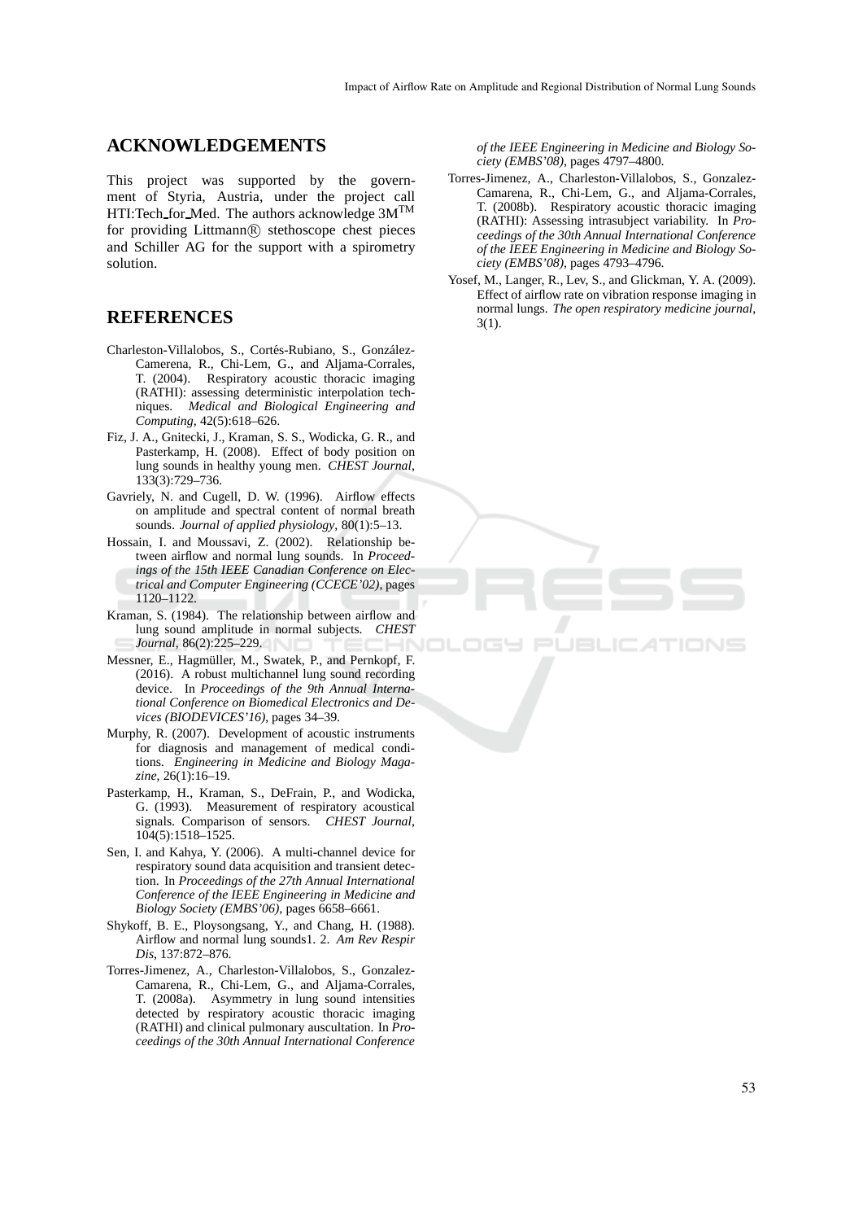## ACKNOWLEDGEMENTS

This project was supported by the government of Styria, Austria, under the project call HTI:Tech_for_Med. The authors acknowledge 3M$^{TM}$ for providing Littmann® stethoscope chest pieces and Schiller AG for the support with a spirometry solution.

## REFERENCES

Charleston-Villalobos, S., Cortés-Rubiano, S., González-Camerena, R., Chi-Lem, G., and Aljama-Corrales, T. (2004). Respiratory acoustic thoracic imaging (RATHI): assessing deterministic interpolation techniques. *Medical and Biological Engineering and Computing*, 42(5):618–626.

Fiz, J. A., Gnitecki, J., Kraman, S. S., Wodicka, G. R., and Pasterkamp, H. (2008). Effect of body position on lung sounds in healthy young men. *CHEST Journal*, 133(3):729–736.

Gavriely, N. and Cugell, D. W. (1996). Airflow effects on amplitude and spectral content of normal breath sounds. *Journal of applied physiology*, 80(1):5–13.

Hossain, I. and Moussavi, Z. (2002). Relationship between airflow and normal lung sounds. In *Proceedings of the 15th IEEE Canadian Conference on Electrical and Computer Engineering (CCECE'02)*, pages 1120–1122.

Kraman, S. (1984). The relationship between airflow and lung sound amplitude in normal subjects. *CHEST Journal*, 86(2):225–229.

Messner, E., Hagmüller, M., Swatek, P., and Pernkopf, F. (2016). A robust multichannel lung sound recording device. In *Proceedings of the 9th Annual International Conference on Biomedical Electronics and Devices (BIODEVICES'16)*, pages 34–39.

Murphy, R. (2007). Development of acoustic instruments for diagnosis and management of medical conditions. *Engineering in Medicine and Biology Magazine*, 26(1):16–19.

Pasterkamp, H., Kraman, S., DeFrain, P., and Wodicka, G. (1993). Measurement of respiratory acoustical signals. Comparison of sensors. *CHEST Journal*, 104(5):1518–1525.

Sen, I. and Kahya, Y. (2006). A multi-channel device for respiratory sound data acquisition and transient detection. In *Proceedings of the 27th Annual International Conference of the IEEE Engineering in Medicine and Biology Society (EMBS'06)*, pages 6658–6661.

Shykoff, B. E., Ploysongsang, Y., and Chang, H. (1988). Airflow and normal lung sounds1. 2. *Am Rev Respir Dis*, 137:872–876.

Torres-Jimenez, A., Charleston-Villalobos, S., Gonzalez-Camarena, R., Chi-Lem, G., and Aljama-Corrales, T. (2008a). Asymmetry in lung sound intensities detected by respiratory acoustic thoracic imaging (RATHI) and clinical pulmonary auscultation. In *Proceedings of the 30th Annual International Conference of the IEEE Engineering in Medicine and Biology Society (EMBS'08)*, pages 4797–4800.

Torres-Jimenez, A., Charleston-Villalobos, S., Gonzalez-Camarena, R., Chi-Lem, G., and Aljama-Corrales, T. (2008b). Respiratory acoustic thoracic imaging (RATHI): Assessing intrasubject variability. In *Proceedings of the 30th Annual International Conference of the IEEE Engineering in Medicine and Biology Society (EMBS'08)*, pages 4793–4796.

Yosef, M., Langer, R., Lev, S., and Glickman, Y. A. (2009). Effect of airflow rate on vibration response imaging in normal lungs. *The open respiratory medicine journal*, 3(1).